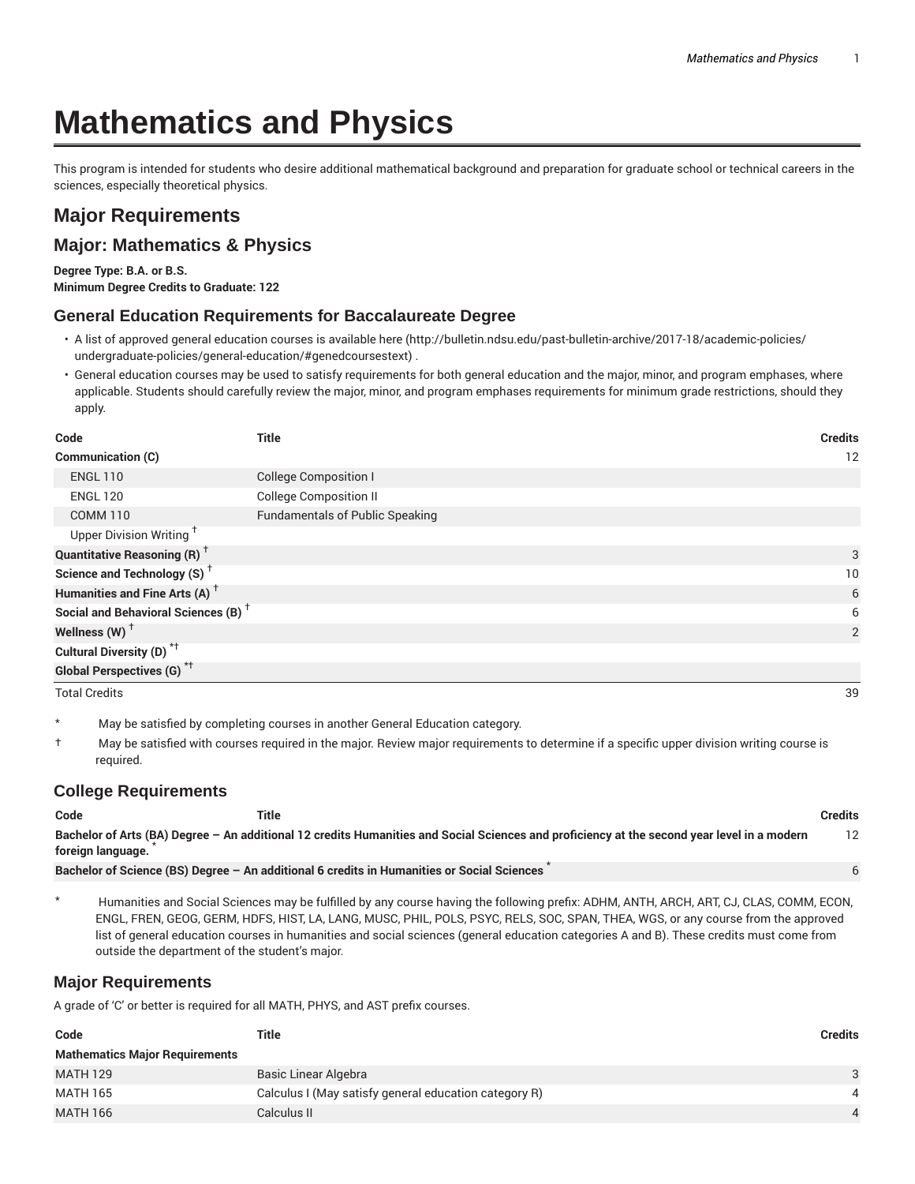# Mathematics and Physics

This program is intended for students who desire additional mathematical background and preparation for graduate school or technical careers in the sciences, especially theoretical physics.

## Major Requirements

## Major: Mathematics & Physics

**Degree Type: B.A. or B.S.**
**Minimum Degree Credits to Graduate: 122**

### General Education Requirements for Baccalaureate Degree

- A list of approved general education courses is available here (http://bulletin.ndsu.edu/past-bulletin-archive/2017-18/academic-policies/undergraduate-policies/general-education/#genedcoursestext) .
- General education courses may be used to satisfy requirements for both general education and the major, minor, and program emphases, where applicable. Students should carefully review the major, minor, and program emphases requirements for minimum grade restrictions, should they apply.

| Code | Title | Credits |
|---|---|---|
| **Communication (C)** | | 12 |
| ENGL 110 | College Composition I | |
| ENGL 120 | College Composition II | |
| COMM 110 | Fundamentals of Public Speaking | |
| Upper Division Writing † | | |
| **Quantitative Reasoning (R) †** | | 3 |
| **Science and Technology (S) †** | | 10 |
| **Humanities and Fine Arts (A) †** | | 6 |
| **Social and Behavioral Sciences (B) †** | | 6 |
| **Wellness (W) †** | | 2 |
| **Cultural Diversity (D) *†** | | |
| **Global Perspectives (G) *†** | | |
| Total Credits | | 39 |

\* May be satisfied by completing courses in another General Education category.

† May be satisfied with courses required in the major. Review major requirements to determine if a specific upper division writing course is required.

### College Requirements

| Code | Title | Credits |
|---|---|---|
| **Bachelor of Arts (BA) Degree – An additional 12 credits Humanities and Social Sciences and proficiency at the second year level in a modern foreign language. *** | | 12 |
| **Bachelor of Science (BS) Degree – An additional 6 credits in Humanities or Social Sciences *** | | 6 |

\* Humanities and Social Sciences may be fulfilled by any course having the following prefix: ADHM, ANTH, ARCH, ART, CJ, CLAS, COMM, ECON, ENGL, FREN, GEOG, GERM, HDFS, HIST, LA, LANG, MUSC, PHIL, POLS, PSYC, RELS, SOC, SPAN, THEA, WGS, or any course from the approved list of general education courses in humanities and social sciences (general education categories A and B). These credits must come from outside the department of the student's major.

### Major Requirements

A grade of 'C' or better is required for all MATH, PHYS, and AST prefix courses.

| Code | Title | Credits |
|---|---|---|
| **Mathematics Major Requirements** | | |
| MATH 129 | Basic Linear Algebra | 3 |
| MATH 165 | Calculus I (May satisfy general education category R) | 4 |
| MATH 166 | Calculus II | 4 |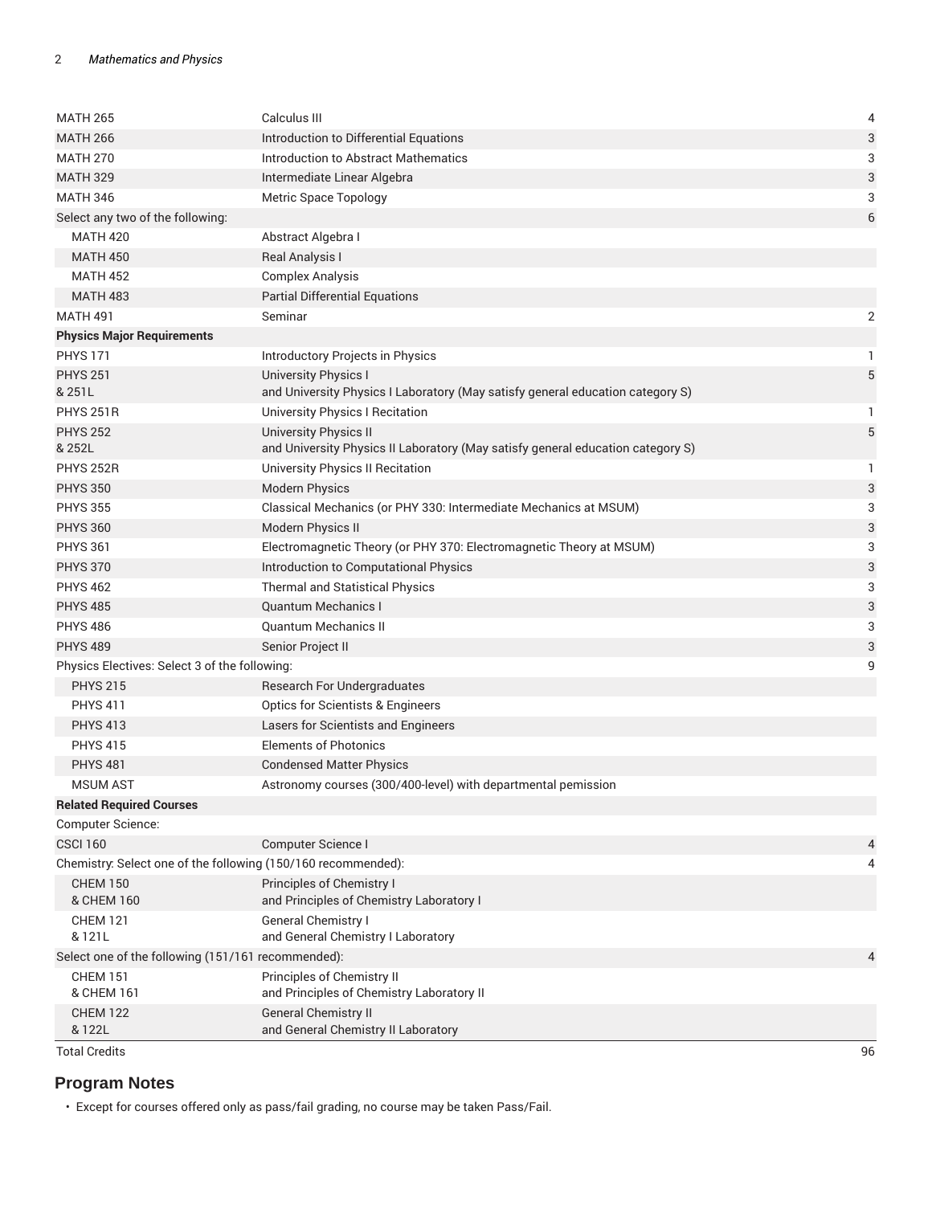| | | |
|---|---|---|
| MATH 265 | Calculus III | 4 |
| MATH 266 | Introduction to Differential Equations | 3 |
| MATH 270 | Introduction to Abstract Mathematics | 3 |
| MATH 329 | Intermediate Linear Algebra | 3 |
| MATH 346 | Metric Space Topology | 3 |
| Select any two of the following: | | 6 |
| MATH 420 | Abstract Algebra I | |
| MATH 450 | Real Analysis I | |
| MATH 452 | Complex Analysis | |
| MATH 483 | Partial Differential Equations | |
| MATH 491 | Seminar | 2 |
| **Physics Major Requirements** | | |
| PHYS 171 | Introductory Projects in Physics | 1 |
| PHYS 251 & 251L | University Physics I and University Physics I Laboratory (May satisfy general education category S) | 5 |
| PHYS 251R | University Physics I Recitation | 1 |
| PHYS 252 & 252L | University Physics II and University Physics II Laboratory (May satisfy general education category S) | 5 |
| PHYS 252R | University Physics II Recitation | 1 |
| PHYS 350 | Modern Physics | 3 |
| PHYS 355 | Classical Mechanics (or PHY 330: Intermediate Mechanics at MSUM) | 3 |
| PHYS 360 | Modern Physics II | 3 |
| PHYS 361 | Electromagnetic Theory (or PHY 370: Electromagnetic Theory at MSUM) | 3 |
| PHYS 370 | Introduction to Computational Physics | 3 |
| PHYS 462 | Thermal and Statistical Physics | 3 |
| PHYS 485 | Quantum Mechanics I | 3 |
| PHYS 486 | Quantum Mechanics II | 3 |
| PHYS 489 | Senior Project II | 3 |
| Physics Electives: Select 3 of the following: | | 9 |
| PHYS 215 | Research For Undergraduates | |
| PHYS 411 | Optics for Scientists & Engineers | |
| PHYS 413 | Lasers for Scientists and Engineers | |
| PHYS 415 | Elements of Photonics | |
| PHYS 481 | Condensed Matter Physics | |
| MSUM AST | Astronomy courses (300/400-level) with departmental pemission | |
| **Related Required Courses** | | |
| Computer Science: | | |
| CSCI 160 | Computer Science I | 4 |
| Chemistry: Select one of the following (150/160 recommended): | | 4 |
| CHEM 150 & CHEM 160 | Principles of Chemistry I and Principles of Chemistry Laboratory I | |
| CHEM 121 & 121L | General Chemistry I and General Chemistry I Laboratory | |
| Select one of the following (151/161 recommended): | | 4 |
| CHEM 151 & CHEM 161 | Principles of Chemistry II and Principles of Chemistry Laboratory II | |
| CHEM 122 & 122L | General Chemistry II and General Chemistry II Laboratory | |
| Total Credits | | 96 |

## Program Notes

- Except for courses offered only as pass/fail grading, no course may be taken Pass/Fail.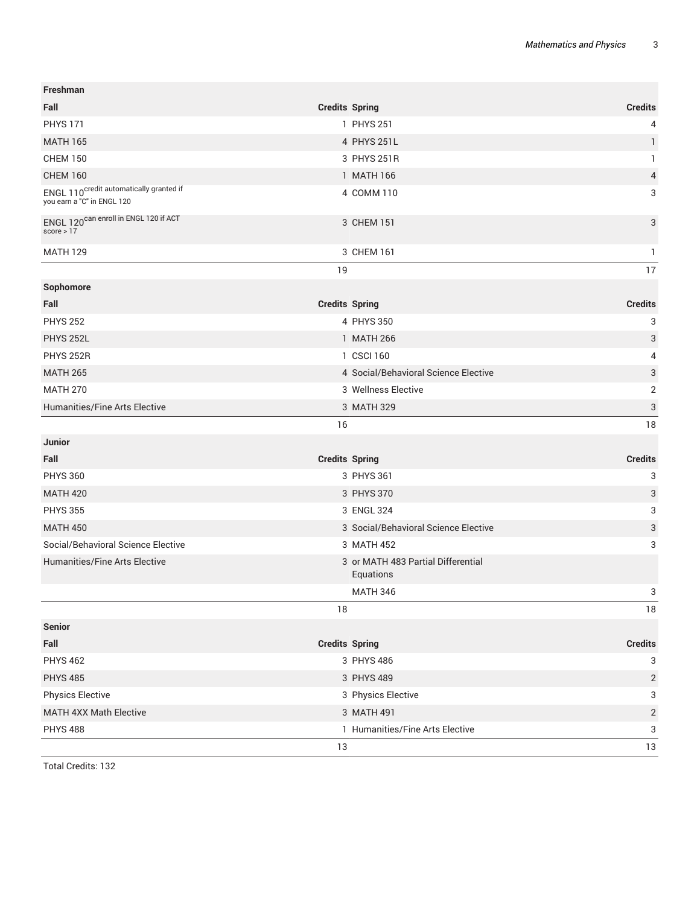| Freshman | | | |
|---|---|---|---|
| Fall | Credits | Spring | Credits |
| PHYS 171 | 1 | PHYS 251 | 4 |
| MATH 165 | 4 | PHYS 251L | 1 |
| CHEM 150 | 3 | PHYS 251R | 1 |
| CHEM 160 | 1 | MATH 166 | 4 |
| ENGL 110 credit automatically granted if you earn a "C" in ENGL 120 | 4 | COMM 110 | 3 |
| ENGL 120 can enroll in ENGL 120 if ACT score > 17 | 3 | CHEM 151 | 3 |
| MATH 129 | 3 | CHEM 161 | 1 |
| | 19 | | 17 |
| **Sophomore** | | | |
| Fall | Credits | Spring | Credits |
| PHYS 252 | 4 | PHYS 350 | 3 |
| PHYS 252L | 1 | MATH 266 | 3 |
| PHYS 252R | 1 | CSCI 160 | 4 |
| MATH 265 | 4 | Social/Behavioral Science Elective | 3 |
| MATH 270 | 3 | Wellness Elective | 2 |
| Humanities/Fine Arts Elective | 3 | MATH 329 | 3 |
| | 16 | | 18 |
| **Junior** | | | |
| Fall | Credits | Spring | Credits |
| PHYS 360 | 3 | PHYS 361 | 3 |
| MATH 420 | 3 | PHYS 370 | 3 |
| PHYS 355 | 3 | ENGL 324 | 3 |
| MATH 450 | 3 | Social/Behavioral Science Elective | 3 |
| Social/Behavioral Science Elective | 3 | MATH 452 | 3 |
| Humanities/Fine Arts Elective | 3 | or MATH 483 Partial Differential Equations | |
| | | MATH 346 | 3 |
| | 18 | | 18 |
| **Senior** | | | |
| Fall | Credits | Spring | Credits |
| PHYS 462 | 3 | PHYS 486 | 3 |
| PHYS 485 | 3 | PHYS 489 | 2 |
| Physics Elective | 3 | Physics Elective | 3 |
| MATH 4XX Math Elective | 3 | MATH 491 | 2 |
| PHYS 488 | 1 | Humanities/Fine Arts Elective | 3 |
| | 13 | | 13 |

Total Credits: 132